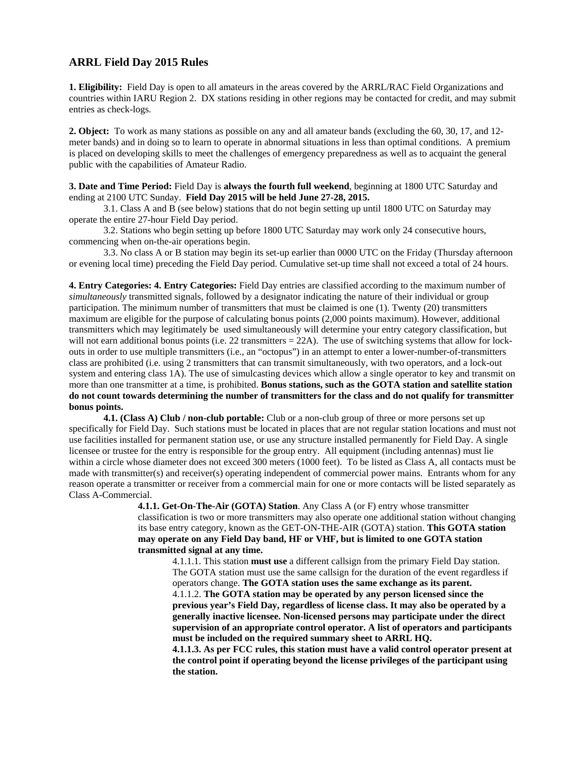# ARRL Field Day 2015 Rules

**1. Eligibility:** Field Day is open to all amateurs in the areas covered by the ARRL/RAC Field Organizations and countries within IARU Region 2. DX stations residing in other regions may be contacted for credit, and may submit entries as check-logs.

**2. Object:** To work as many stations as possible on any and all amateur bands (excluding the 60, 30, 17, and 12-meter bands) and in doing so to learn to operate in abnormal situations in less than optimal conditions. A premium is placed on developing skills to meet the challenges of emergency preparedness as well as to acquaint the general public with the capabilities of Amateur Radio.

**3. Date and Time Period:** Field Day is **always the fourth full weekend**, beginning at 1800 UTC Saturday and ending at 2100 UTC Sunday. **Field Day 2015 will be held June 27-28, 2015.**

3.1. Class A and B (see below) stations that do not begin setting up until 1800 UTC on Saturday may operate the entire 27-hour Field Day period.

3.2. Stations who begin setting up before 1800 UTC Saturday may work only 24 consecutive hours, commencing when on-the-air operations begin.

3.3. No class A or B station may begin its set-up earlier than 0000 UTC on the Friday (Thursday afternoon or evening local time) preceding the Field Day period. Cumulative set-up time shall not exceed a total of 24 hours.

**4. Entry Categories: 4. Entry Categories:** Field Day entries are classified according to the maximum number of *simultaneously* transmitted signals, followed by a designator indicating the nature of their individual or group participation. The minimum number of transmitters that must be claimed is one (1). Twenty (20) transmitters maximum are eligible for the purpose of calculating bonus points (2,000 points maximum). However, additional transmitters which may legitimately be used simultaneously will determine your entry category classification, but will not earn additional bonus points (i.e. 22 transmitters = 22A). The use of switching systems that allow for lock-outs in order to use multiple transmitters (i.e., an "octopus") in an attempt to enter a lower-number-of-transmitters class are prohibited (i.e. using 2 transmitters that can transmit simultaneously, with two operators, and a lock-out system and entering class 1A). The use of simulcasting devices which allow a single operator to key and transmit on more than one transmitter at a time, is prohibited. **Bonus stations, such as the GOTA station and satellite station do not count towards determining the number of transmitters for the class and do not qualify for transmitter bonus points.**

**4.1. (Class A) Club / non-club portable:** Club or a non-club group of three or more persons set up specifically for Field Day. Such stations must be located in places that are not regular station locations and must not use facilities installed for permanent station use, or use any structure installed permanently for Field Day. A single licensee or trustee for the entry is responsible for the group entry. All equipment (including antennas) must lie within a circle whose diameter does not exceed 300 meters (1000 feet). To be listed as Class A, all contacts must be made with transmitter(s) and receiver(s) operating independent of commercial power mains. Entrants whom for any reason operate a transmitter or receiver from a commercial main for one or more contacts will be listed separately as Class A-Commercial.

**4.1.1. Get-On-The-Air (GOTA) Station**. Any Class A (or F) entry whose transmitter classification is two or more transmitters may also operate one additional station without changing its base entry category, known as the GET-ON-THE-AIR (GOTA) station. **This GOTA station may operate on any Field Day band, HF or VHF, but is limited to one GOTA station transmitted signal at any time.**

4.1.1.1. This station **must use** a different callsign from the primary Field Day station. The GOTA station must use the same callsign for the duration of the event regardless if operators change. **The GOTA station uses the same exchange as its parent.**

4.1.1.2. **The GOTA station may be operated by any person licensed since the previous year's Field Day, regardless of license class. It may also be operated by a generally inactive licensee. Non-licensed persons may participate under the direct supervision of an appropriate control operator. A list of operators and participants must be included on the required summary sheet to ARRL HQ.**

**4.1.1.3. As per FCC rules, this station must have a valid control operator present at the control point if operating beyond the license privileges of the participant using the station.**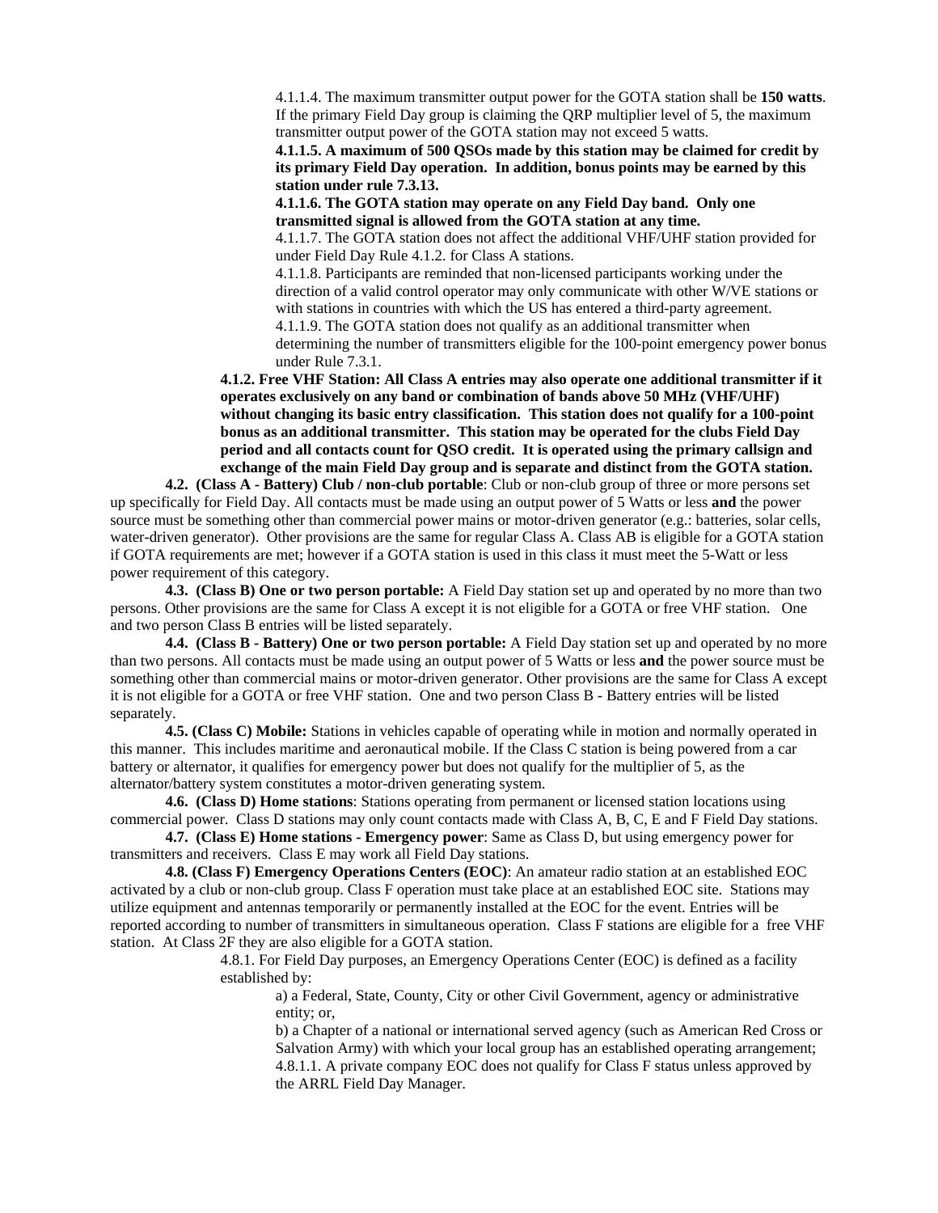4.1.1.4. The maximum transmitter output power for the GOTA station shall be **150 watts**. If the primary Field Day group is claiming the QRP multiplier level of 5, the maximum transmitter output power of the GOTA station may not exceed 5 watts.

**4.1.1.5. A maximum of 500 QSOs made by this station may be claimed for credit by its primary Field Day operation. In addition, bonus points may be earned by this station under rule 7.3.13.**

**4.1.1.6. The GOTA station may operate on any Field Day band. Only one transmitted signal is allowed from the GOTA station at any time.**

4.1.1.7. The GOTA station does not affect the additional VHF/UHF station provided for under Field Day Rule 4.1.2. for Class A stations.

4.1.1.8. Participants are reminded that non-licensed participants working under the direction of a valid control operator may only communicate with other W/VE stations or with stations in countries with which the US has entered a third-party agreement.

4.1.1.9. The GOTA station does not qualify as an additional transmitter when determining the number of transmitters eligible for the 100-point emergency power bonus under Rule 7.3.1.

**4.1.2. Free VHF Station: All Class A entries may also operate one additional transmitter if it operates exclusively on any band or combination of bands above 50 MHz (VHF/UHF) without changing its basic entry classification. This station does not qualify for a 100-point bonus as an additional transmitter. This station may be operated for the clubs Field Day period and all contacts count for QSO credit. It is operated using the primary callsign and exchange of the main Field Day group and is separate and distinct from the GOTA station.**

**4.2. (Class A - Battery) Club / non-club portable**: Club or non-club group of three or more persons set up specifically for Field Day. All contacts must be made using an output power of 5 Watts or less **and** the power source must be something other than commercial power mains or motor-driven generator (e.g.: batteries, solar cells, water-driven generator). Other provisions are the same for regular Class A. Class AB is eligible for a GOTA station if GOTA requirements are met; however if a GOTA station is used in this class it must meet the 5-Watt or less power requirement of this category.

**4.3. (Class B) One or two person portable:** A Field Day station set up and operated by no more than two persons. Other provisions are the same for Class A except it is not eligible for a GOTA or free VHF station. One and two person Class B entries will be listed separately.

**4.4. (Class B - Battery) One or two person portable:** A Field Day station set up and operated by no more than two persons. All contacts must be made using an output power of 5 Watts or less **and** the power source must be something other than commercial mains or motor-driven generator. Other provisions are the same for Class A except it is not eligible for a GOTA or free VHF station. One and two person Class B - Battery entries will be listed separately.

**4.5. (Class C) Mobile:** Stations in vehicles capable of operating while in motion and normally operated in this manner. This includes maritime and aeronautical mobile. If the Class C station is being powered from a car battery or alternator, it qualifies for emergency power but does not qualify for the multiplier of 5, as the alternator/battery system constitutes a motor-driven generating system.

**4.6. (Class D) Home stations**: Stations operating from permanent or licensed station locations using commercial power. Class D stations may only count contacts made with Class A, B, C, E and F Field Day stations.

**4.7. (Class E) Home stations - Emergency power**: Same as Class D, but using emergency power for transmitters and receivers. Class E may work all Field Day stations.

**4.8. (Class F) Emergency Operations Centers (EOC)**: An amateur radio station at an established EOC activated by a club or non-club group. Class F operation must take place at an established EOC site. Stations may utilize equipment and antennas temporarily or permanently installed at the EOC for the event. Entries will be reported according to number of transmitters in simultaneous operation. Class F stations are eligible for a free VHF station. At Class 2F they are also eligible for a GOTA station.

4.8.1. For Field Day purposes, an Emergency Operations Center (EOC) is defined as a facility established by:

a) a Federal, State, County, City or other Civil Government, agency or administrative entity; or,

b) a Chapter of a national or international served agency (such as American Red Cross or Salvation Army) with which your local group has an established operating arrangement;

4.8.1.1. A private company EOC does not qualify for Class F status unless approved by the ARRL Field Day Manager.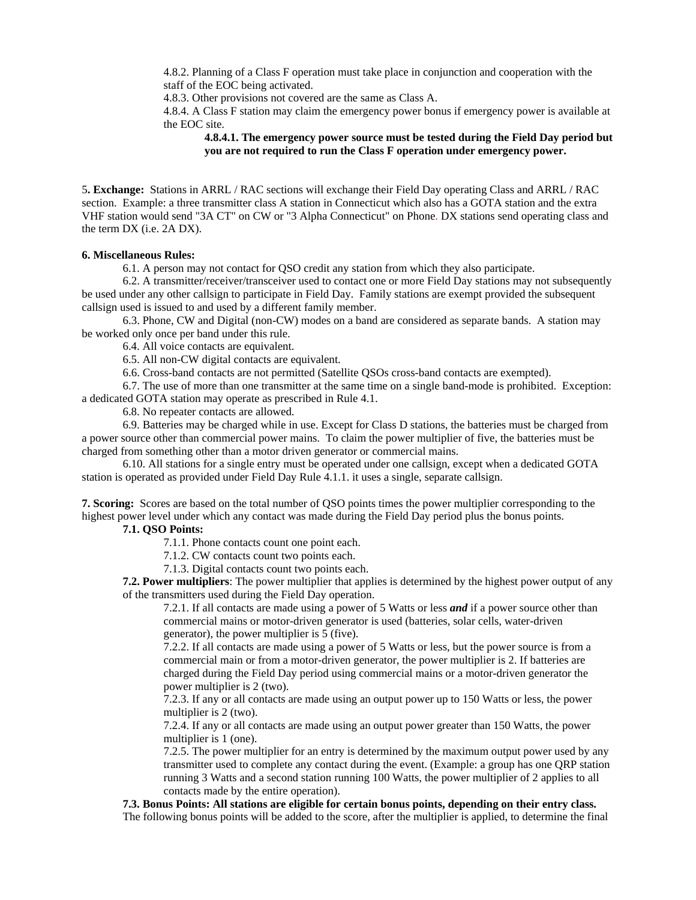4.8.2. Planning of a Class F operation must take place in conjunction and cooperation with the staff of the EOC being activated.

4.8.3. Other provisions not covered are the same as Class A.

4.8.4. A Class F station may claim the emergency power bonus if emergency power is available at the EOC site.

**4.8.4.1. The emergency power source must be tested during the Field Day period but you are not required to run the Class F operation under emergency power.**

5**. Exchange:** Stations in ARRL / RAC sections will exchange their Field Day operating Class and ARRL / RAC section. Example: a three transmitter class A station in Connecticut which also has a GOTA station and the extra VHF station would send "3A CT" on CW or "3 Alpha Connecticut" on Phone. DX stations send operating class and the term DX (i.e. 2A DX).

**6. Miscellaneous Rules:**

6.1. A person may not contact for QSO credit any station from which they also participate.

6.2. A transmitter/receiver/transceiver used to contact one or more Field Day stations may not subsequently be used under any other callsign to participate in Field Day. Family stations are exempt provided the subsequent callsign used is issued to and used by a different family member.

6.3. Phone, CW and Digital (non-CW) modes on a band are considered as separate bands. A station may be worked only once per band under this rule.

6.4. All voice contacts are equivalent.

6.5. All non-CW digital contacts are equivalent.

6.6. Cross-band contacts are not permitted (Satellite QSOs cross-band contacts are exempted).

6.7. The use of more than one transmitter at the same time on a single band-mode is prohibited. Exception: a dedicated GOTA station may operate as prescribed in Rule 4.1.

6.8. No repeater contacts are allowed.

6.9. Batteries may be charged while in use. Except for Class D stations, the batteries must be charged from a power source other than commercial power mains. To claim the power multiplier of five, the batteries must be charged from something other than a motor driven generator or commercial mains.

6.10. All stations for a single entry must be operated under one callsign, except when a dedicated GOTA station is operated as provided under Field Day Rule 4.1.1. it uses a single, separate callsign.

**7. Scoring:** Scores are based on the total number of QSO points times the power multiplier corresponding to the highest power level under which any contact was made during the Field Day period plus the bonus points.

**7.1. QSO Points:**

7.1.1. Phone contacts count one point each.

7.1.2. CW contacts count two points each.

7.1.3. Digital contacts count two points each.

**7.2. Power multipliers**: The power multiplier that applies is determined by the highest power output of any of the transmitters used during the Field Day operation.

7.2.1. If all contacts are made using a power of 5 Watts or less ***and*** if a power source other than commercial mains or motor-driven generator is used (batteries, solar cells, water-driven generator), the power multiplier is 5 (five).

7.2.2. If all contacts are made using a power of 5 Watts or less, but the power source is from a commercial main or from a motor-driven generator, the power multiplier is 2. If batteries are charged during the Field Day period using commercial mains or a motor-driven generator the power multiplier is 2 (two).

7.2.3. If any or all contacts are made using an output power up to 150 Watts or less, the power multiplier is 2 (two).

7.2.4. If any or all contacts are made using an output power greater than 150 Watts, the power multiplier is 1 (one).

7.2.5. The power multiplier for an entry is determined by the maximum output power used by any transmitter used to complete any contact during the event. (Example: a group has one QRP station running 3 Watts and a second station running 100 Watts, the power multiplier of 2 applies to all contacts made by the entire operation).

**7.3. Bonus Points: All stations are eligible for certain bonus points, depending on their entry class.** The following bonus points will be added to the score, after the multiplier is applied, to determine the final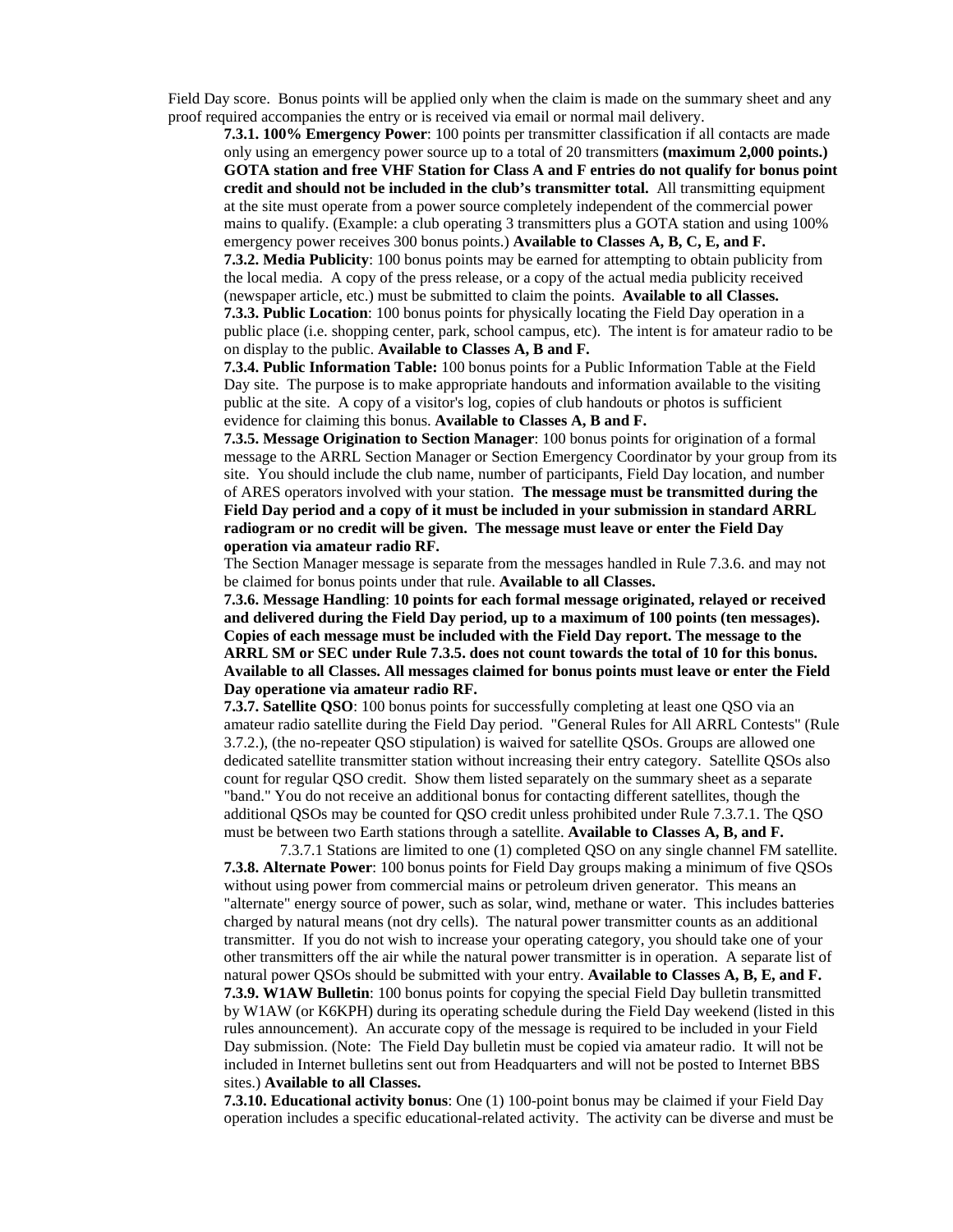Field Day score. Bonus points will be applied only when the claim is made on the summary sheet and any proof required accompanies the entry or is received via email or normal mail delivery.

**7.3.1. 100% Emergency Power**: 100 points per transmitter classification if all contacts are made only using an emergency power source up to a total of 20 transmitters **(maximum 2,000 points.) GOTA station and free VHF Station for Class A and F entries do not qualify for bonus point credit and should not be included in the club's transmitter total.** All transmitting equipment at the site must operate from a power source completely independent of the commercial power mains to qualify. (Example: a club operating 3 transmitters plus a GOTA station and using 100% emergency power receives 300 bonus points.) **Available to Classes A, B, C, E, and F.**

**7.3.2. Media Publicity**: 100 bonus points may be earned for attempting to obtain publicity from the local media. A copy of the press release, or a copy of the actual media publicity received (newspaper article, etc.) must be submitted to claim the points. **Available to all Classes.**

**7.3.3. Public Location**: 100 bonus points for physically locating the Field Day operation in a public place (i.e. shopping center, park, school campus, etc). The intent is for amateur radio to be on display to the public. **Available to Classes A, B and F.**

**7.3.4. Public Information Table:** 100 bonus points for a Public Information Table at the Field Day site. The purpose is to make appropriate handouts and information available to the visiting public at the site. A copy of a visitor's log, copies of club handouts or photos is sufficient evidence for claiming this bonus. **Available to Classes A, B and F.**

**7.3.5. Message Origination to Section Manager**: 100 bonus points for origination of a formal message to the ARRL Section Manager or Section Emergency Coordinator by your group from its site. You should include the club name, number of participants, Field Day location, and number of ARES operators involved with your station. **The message must be transmitted during the Field Day period and a copy of it must be included in your submission in standard ARRL radiogram or no credit will be given. The message must leave or enter the Field Day operation via amateur radio RF.**

The Section Manager message is separate from the messages handled in Rule 7.3.6. and may not be claimed for bonus points under that rule. **Available to all Classes.**

**7.3.6. Message Handling**: **10 points for each formal message originated, relayed or received and delivered during the Field Day period, up to a maximum of 100 points (ten messages). Copies of each message must be included with the Field Day report. The message to the ARRL SM or SEC under Rule 7.3.5. does not count towards the total of 10 for this bonus. Available to all Classes. All messages claimed for bonus points must leave or enter the Field Day operatione via amateur radio RF.**

**7.3.7. Satellite QSO**: 100 bonus points for successfully completing at least one QSO via an amateur radio satellite during the Field Day period. "General Rules for All ARRL Contests" (Rule 3.7.2.), (the no-repeater QSO stipulation) is waived for satellite QSOs. Groups are allowed one dedicated satellite transmitter station without increasing their entry category. Satellite QSOs also count for regular QSO credit. Show them listed separately on the summary sheet as a separate "band." You do not receive an additional bonus for contacting different satellites, though the additional QSOs may be counted for QSO credit unless prohibited under Rule 7.3.7.1. The QSO must be between two Earth stations through a satellite. **Available to Classes A, B, and F.**

7.3.7.1 Stations are limited to one (1) completed QSO on any single channel FM satellite.

**7.3.8. Alternate Power**: 100 bonus points for Field Day groups making a minimum of five QSOs without using power from commercial mains or petroleum driven generator. This means an "alternate" energy source of power, such as solar, wind, methane or water. This includes batteries charged by natural means (not dry cells). The natural power transmitter counts as an additional transmitter. If you do not wish to increase your operating category, you should take one of your other transmitters off the air while the natural power transmitter is in operation. A separate list of natural power QSOs should be submitted with your entry. **Available to Classes A, B, E, and F.**

**7.3.9. W1AW Bulletin**: 100 bonus points for copying the special Field Day bulletin transmitted by W1AW (or K6KPH) during its operating schedule during the Field Day weekend (listed in this rules announcement). An accurate copy of the message is required to be included in your Field Day submission. (Note: The Field Day bulletin must be copied via amateur radio. It will not be included in Internet bulletins sent out from Headquarters and will not be posted to Internet BBS sites.) **Available to all Classes.**

**7.3.10. Educational activity bonus**: One (1) 100-point bonus may be claimed if your Field Day operation includes a specific educational-related activity. The activity can be diverse and must be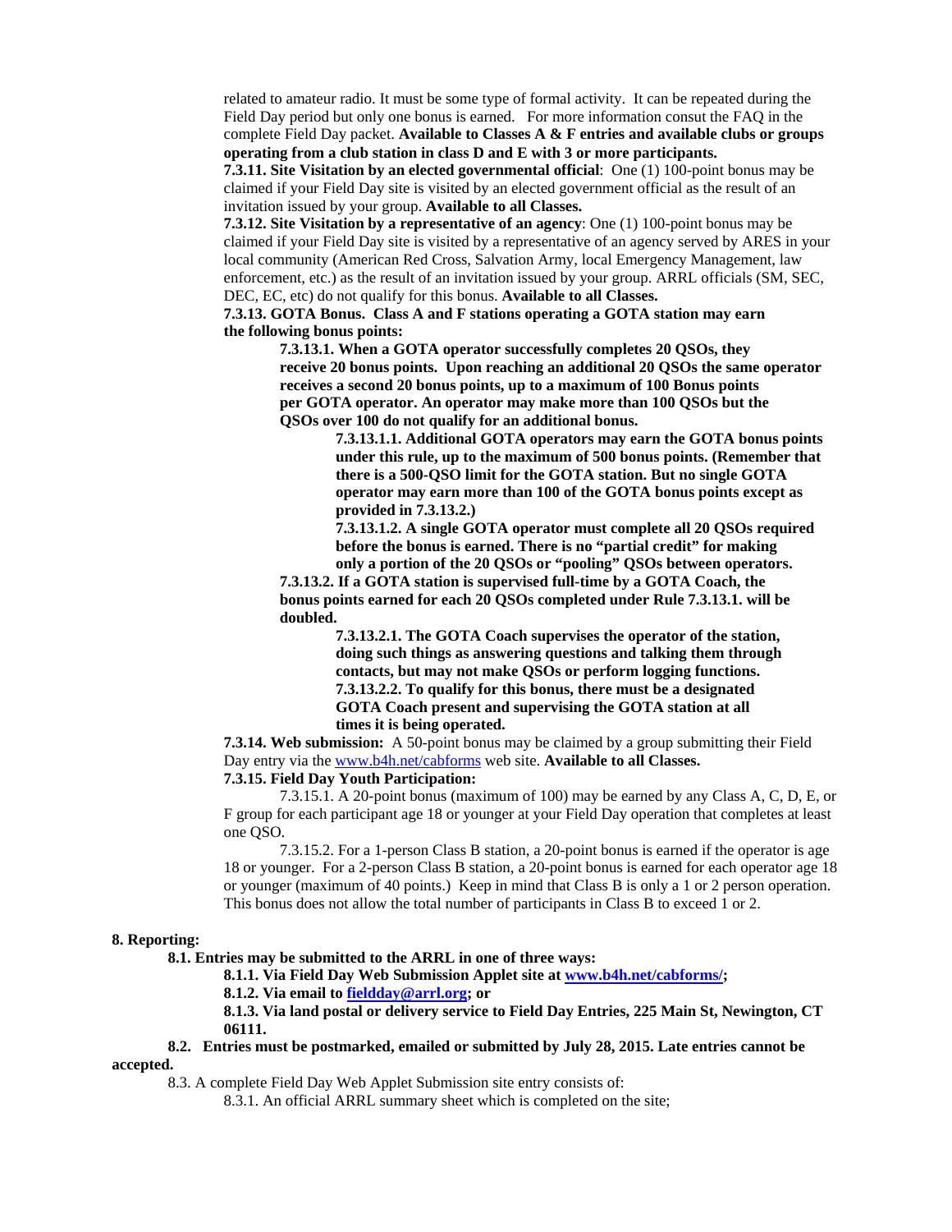related to amateur radio. It must be some type of formal activity. It can be repeated during the Field Day period but only one bonus is earned. For more information consut the FAQ in the complete Field Day packet. **Available to Classes A & F entries and available clubs or groups operating from a club station in class D and E with 3 or more participants.**

**7.3.11. Site Visitation by an elected governmental official**: One (1) 100-point bonus may be claimed if your Field Day site is visited by an elected government official as the result of an invitation issued by your group. **Available to all Classes.**

**7.3.12. Site Visitation by a representative of an agency**: One (1) 100-point bonus may be claimed if your Field Day site is visited by a representative of an agency served by ARES in your local community (American Red Cross, Salvation Army, local Emergency Management, law enforcement, etc.) as the result of an invitation issued by your group. ARRL officials (SM, SEC, DEC, EC, etc) do not qualify for this bonus. **Available to all Classes.**

**7.3.13. GOTA Bonus. Class A and F stations operating a GOTA station may earn the following bonus points:**

**7.3.13.1. When a GOTA operator successfully completes 20 QSOs, they receive 20 bonus points. Upon reaching an additional 20 QSOs the same operator receives a second 20 bonus points, up to a maximum of 100 Bonus points per GOTA operator. An operator may make more than 100 QSOs but the QSOs over 100 do not qualify for an additional bonus.**

**7.3.13.1.1. Additional GOTA operators may earn the GOTA bonus points under this rule, up to the maximum of 500 bonus points. (Remember that there is a 500-QSO limit for the GOTA station. But no single GOTA operator may earn more than 100 of the GOTA bonus points except as provided in 7.3.13.2.)**

**7.3.13.1.2. A single GOTA operator must complete all 20 QSOs required before the bonus is earned. There is no "partial credit" for making only a portion of the 20 QSOs or "pooling" QSOs between operators.**

**7.3.13.2. If a GOTA station is supervised full-time by a GOTA Coach, the bonus points earned for each 20 QSOs completed under Rule 7.3.13.1. will be doubled.**

**7.3.13.2.1. The GOTA Coach supervises the operator of the station, doing such things as answering questions and talking them through contacts, but may not make QSOs or perform logging functions.**

**7.3.13.2.2. To qualify for this bonus, there must be a designated GOTA Coach present and supervising the GOTA station at all times it is being operated.**

**7.3.14. Web submission:** A 50-point bonus may be claimed by a group submitting their Field Day entry via the www.b4h.net/cabforms web site. **Available to all Classes.**

**7.3.15. Field Day Youth Participation:**

7.3.15.1. A 20-point bonus (maximum of 100) may be earned by any Class A, C, D, E, or F group for each participant age 18 or younger at your Field Day operation that completes at least one QSO.

7.3.15.2. For a 1-person Class B station, a 20-point bonus is earned if the operator is age 18 or younger. For a 2-person Class B station, a 20-point bonus is earned for each operator age 18 or younger (maximum of 40 points.) Keep in mind that Class B is only a 1 or 2 person operation. This bonus does not allow the total number of participants in Class B to exceed 1 or 2.

**8. Reporting:**

**8.1. Entries may be submitted to the ARRL in one of three ways:**

**8.1.1. Via Field Day Web Submission Applet site at www.b4h.net/cabforms/;**

**8.1.2. Via email to fieldday@arrl.org; or**

**8.1.3. Via land postal or delivery service to Field Day Entries, 225 Main St, Newington, CT 06111.**

**8.2. Entries must be postmarked, emailed or submitted by July 28, 2015. Late entries cannot be accepted.**

8.3. A complete Field Day Web Applet Submission site entry consists of:

8.3.1. An official ARRL summary sheet which is completed on the site;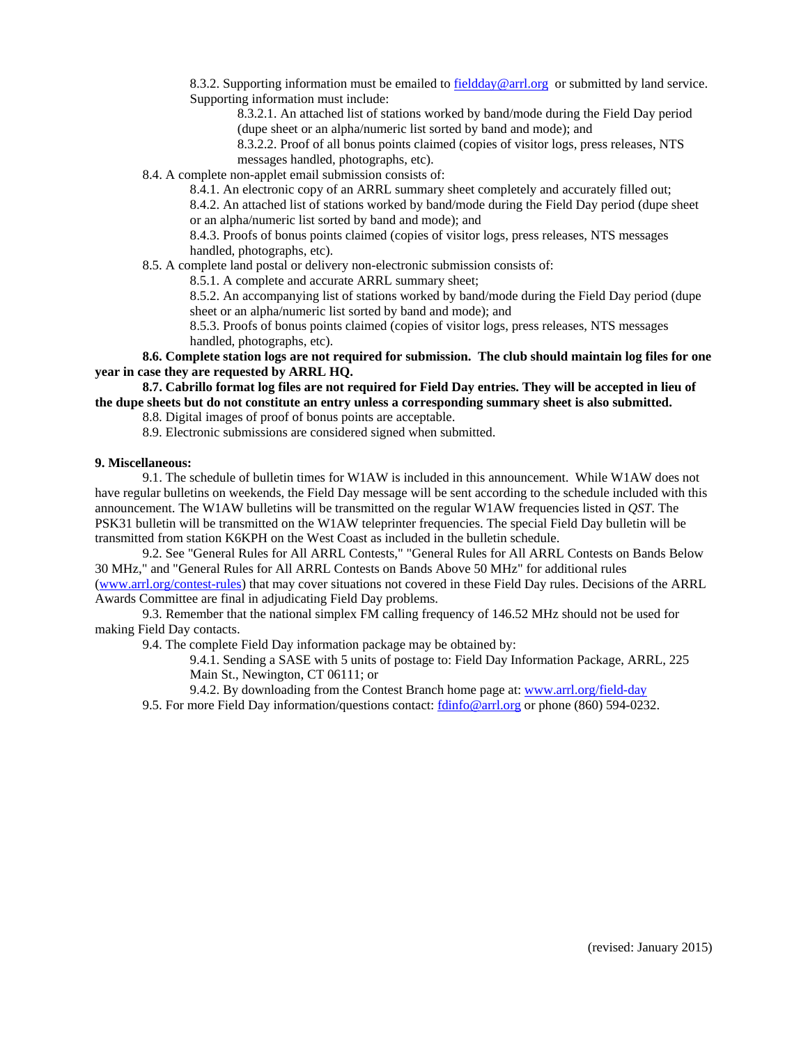8.3.2. Supporting information must be emailed to fieldday@arrl.org or submitted by land service. Supporting information must include:

8.3.2.1. An attached list of stations worked by band/mode during the Field Day period (dupe sheet or an alpha/numeric list sorted by band and mode); and

8.3.2.2. Proof of all bonus points claimed (copies of visitor logs, press releases, NTS messages handled, photographs, etc).

8.4. A complete non-applet email submission consists of:

8.4.1. An electronic copy of an ARRL summary sheet completely and accurately filled out;

8.4.2. An attached list of stations worked by band/mode during the Field Day period (dupe sheet or an alpha/numeric list sorted by band and mode); and

8.4.3. Proofs of bonus points claimed (copies of visitor logs, press releases, NTS messages handled, photographs, etc).

8.5. A complete land postal or delivery non-electronic submission consists of:

8.5.1. A complete and accurate ARRL summary sheet;

8.5.2. An accompanying list of stations worked by band/mode during the Field Day period (dupe sheet or an alpha/numeric list sorted by band and mode); and

8.5.3. Proofs of bonus points claimed (copies of visitor logs, press releases, NTS messages handled, photographs, etc).

**8.6. Complete station logs are not required for submission. The club should maintain log files for one year in case they are requested by ARRL HQ.**

**8.7. Cabrillo format log files are not required for Field Day entries. They will be accepted in lieu of the dupe sheets but do not constitute an entry unless a corresponding summary sheet is also submitted.**

8.8. Digital images of proof of bonus points are acceptable.

8.9. Electronic submissions are considered signed when submitted.

**9. Miscellaneous:**

9.1. The schedule of bulletin times for W1AW is included in this announcement. While W1AW does not have regular bulletins on weekends, the Field Day message will be sent according to the schedule included with this announcement. The W1AW bulletins will be transmitted on the regular W1AW frequencies listed in *QST*. The PSK31 bulletin will be transmitted on the W1AW teleprinter frequencies. The special Field Day bulletin will be transmitted from station K6KPH on the West Coast as included in the bulletin schedule.

9.2. See "General Rules for All ARRL Contests," "General Rules for All ARRL Contests on Bands Below 30 MHz," and "General Rules for All ARRL Contests on Bands Above 50 MHz" for additional rules (www.arrl.org/contest-rules) that may cover situations not covered in these Field Day rules. Decisions of the ARRL Awards Committee are final in adjudicating Field Day problems.

9.3. Remember that the national simplex FM calling frequency of 146.52 MHz should not be used for making Field Day contacts.

9.4. The complete Field Day information package may be obtained by:

9.4.1. Sending a SASE with 5 units of postage to: Field Day Information Package, ARRL, 225 Main St., Newington, CT 06111; or

9.4.2. By downloading from the Contest Branch home page at: www.arrl.org/field-day

9.5. For more Field Day information/questions contact: fdinfo@arrl.org or phone (860) 594-0232.

(revised: January 2015)